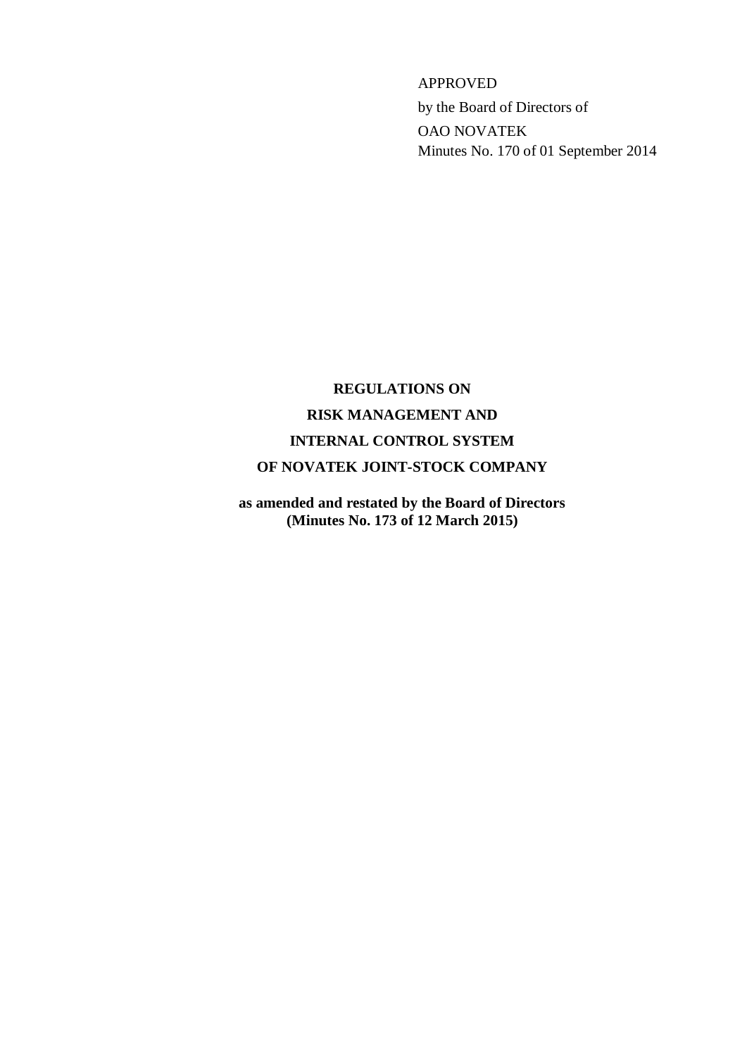APPROVED

by the Board of Directors of

OAO NOVATEK

Minutes No. 170 of 01 September 2014

# REGULATIONS ON RISK MANAGEMENT AND INTERNAL CONTROL SYSTEM OF NOVATEK JOINT-STOCK COMPANY

**as amended and restated by the Board of Directors (Minutes No. 173 of 12 March 2015)**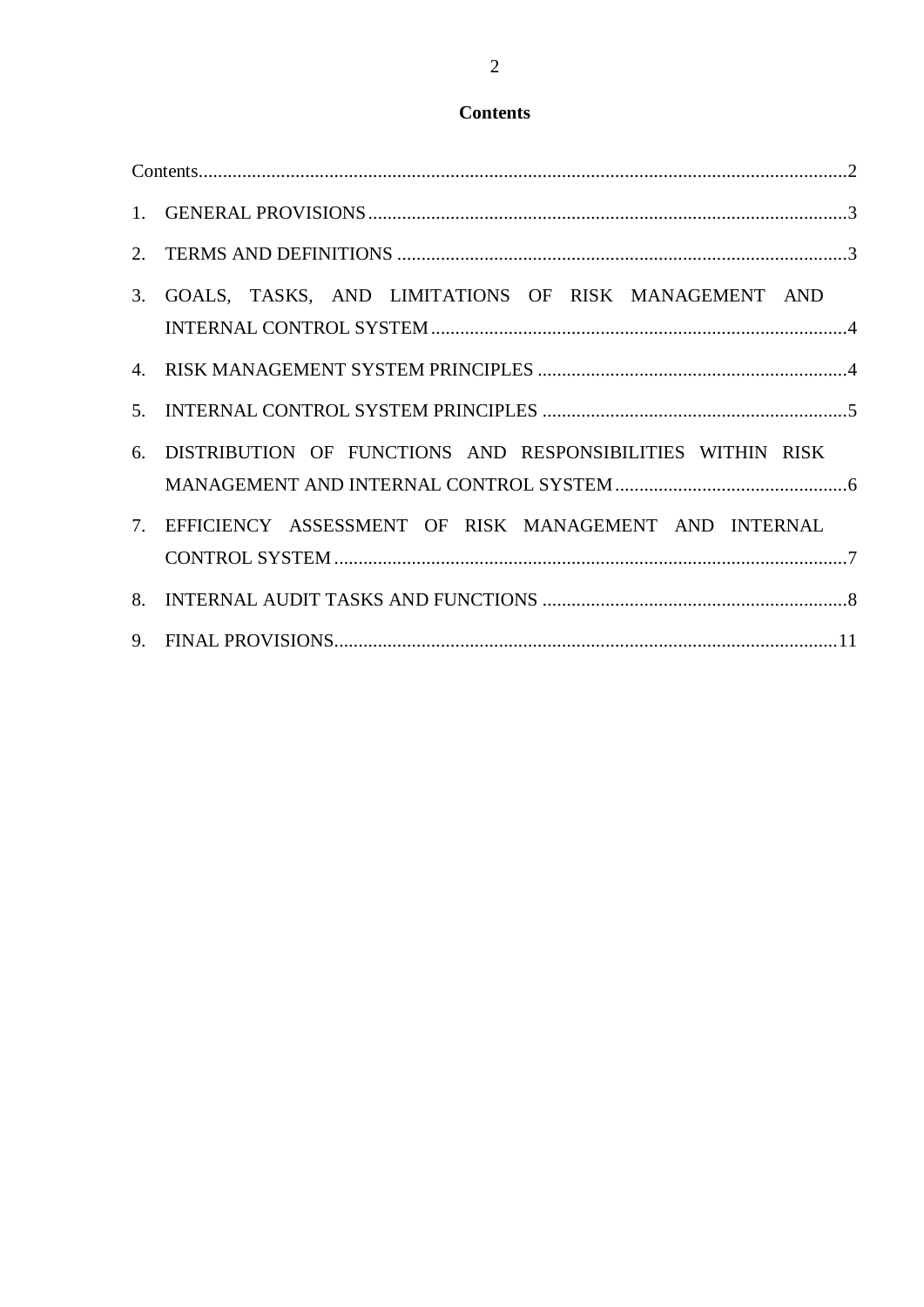# Contents

Contents ..... 2

1. GENERAL PROVISIONS ..... 3
2. TERMS AND DEFINITIONS ..... 3
3. GOALS, TASKS, AND LIMITATIONS OF RISK MANAGEMENT AND INTERNAL CONTROL SYSTEM ..... 4
4. RISK MANAGEMENT SYSTEM PRINCIPLES ..... 4
5. INTERNAL CONTROL SYSTEM PRINCIPLES ..... 5
6. DISTRIBUTION OF FUNCTIONS AND RESPONSIBILITIES WITHIN RISK MANAGEMENT AND INTERNAL CONTROL SYSTEM ..... 6
7. EFFICIENCY ASSESSMENT OF RISK MANAGEMENT AND INTERNAL CONTROL SYSTEM ..... 7
8. INTERNAL AUDIT TASKS AND FUNCTIONS ..... 8
9. FINAL PROVISIONS ..... 11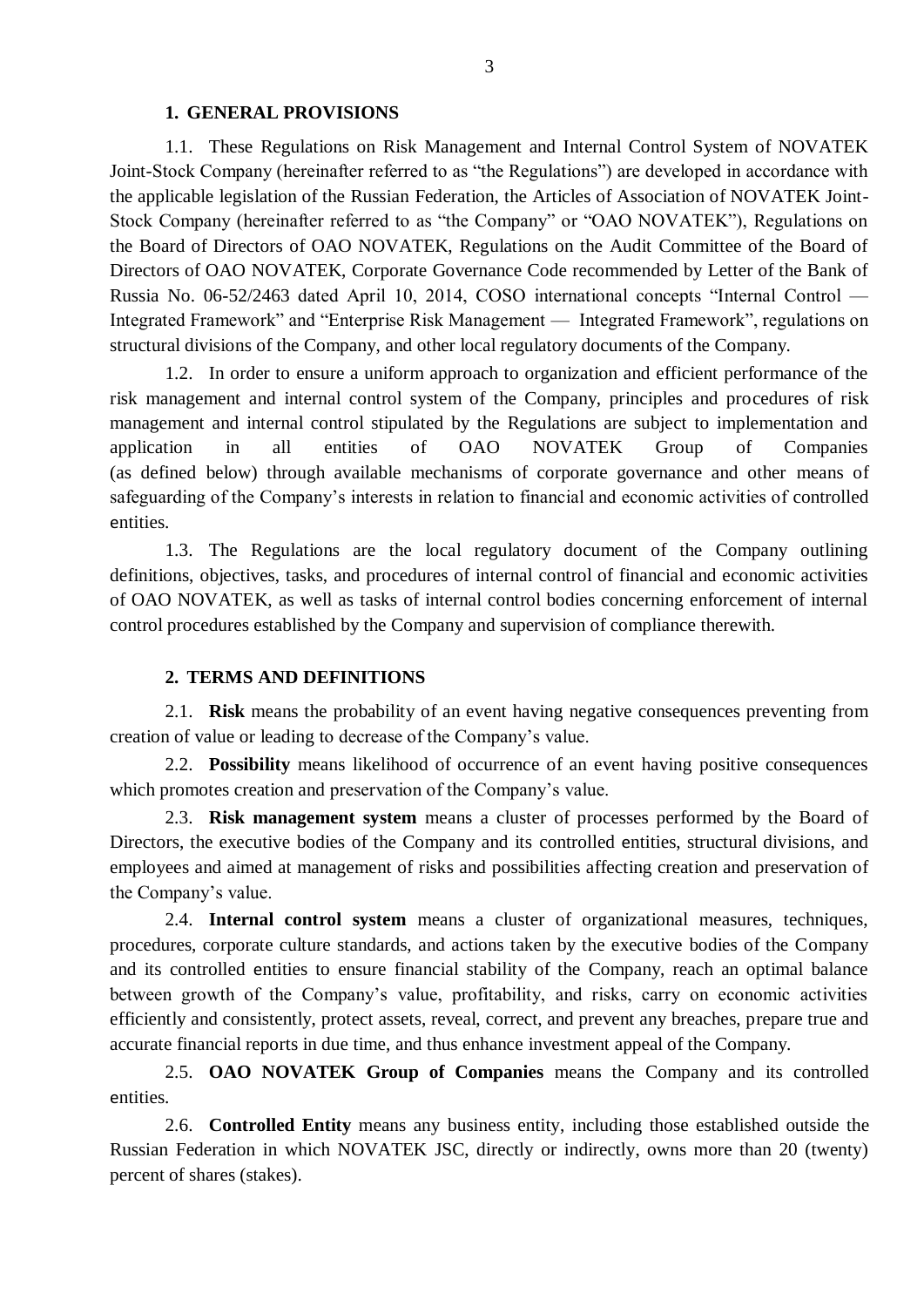## 1. GENERAL PROVISIONS

1.1. These Regulations on Risk Management and Internal Control System of NOVATEK Joint-Stock Company (hereinafter referred to as "the Regulations") are developed in accordance with the applicable legislation of the Russian Federation, the Articles of Association of NOVATEK Joint-Stock Company (hereinafter referred to as "the Company" or "OAO NOVATEK"), Regulations on the Board of Directors of OAO NOVATEK, Regulations on the Audit Committee of the Board of Directors of OAO NOVATEK, Corporate Governance Code recommended by Letter of the Bank of Russia No. 06-52/2463 dated April 10, 2014, COSO international concepts "Internal Control — Integrated Framework" and "Enterprise Risk Management — Integrated Framework", regulations on structural divisions of the Company, and other local regulatory documents of the Company.

1.2. In order to ensure a uniform approach to organization and efficient performance of the risk management and internal control system of the Company, principles and procedures of risk management and internal control stipulated by the Regulations are subject to implementation and application in all entities of OAO NOVATEK Group of Companies (as defined below) through available mechanisms of corporate governance and other means of safeguarding of the Company's interests in relation to financial and economic activities of controlled entities.

1.3. The Regulations are the local regulatory document of the Company outlining definitions, objectives, tasks, and procedures of internal control of financial and economic activities of OAO NOVATEK, as well as tasks of internal control bodies concerning enforcement of internal control procedures established by the Company and supervision of compliance therewith.

## 2. TERMS AND DEFINITIONS

2.1. **Risk** means the probability of an event having negative consequences preventing from creation of value or leading to decrease of the Company's value.

2.2. **Possibility** means likelihood of occurrence of an event having positive consequences which promotes creation and preservation of the Company's value.

2.3. **Risk management system** means a cluster of processes performed by the Board of Directors, the executive bodies of the Company and its controlled entities, structural divisions, and employees and aimed at management of risks and possibilities affecting creation and preservation of the Company's value.

2.4. **Internal control system** means a cluster of organizational measures, techniques, procedures, corporate culture standards, and actions taken by the executive bodies of the Company and its controlled entities to ensure financial stability of the Company, reach an optimal balance between growth of the Company's value, profitability, and risks, carry on economic activities efficiently and consistently, protect assets, reveal, correct, and prevent any breaches, prepare true and accurate financial reports in due time, and thus enhance investment appeal of the Company.

2.5. **OAO NOVATEK Group of Companies** means the Company and its controlled entities.

2.6. **Controlled Entity** means any business entity, including those established outside the Russian Federation in which NOVATEK JSC, directly or indirectly, owns more than 20 (twenty) percent of shares (stakes).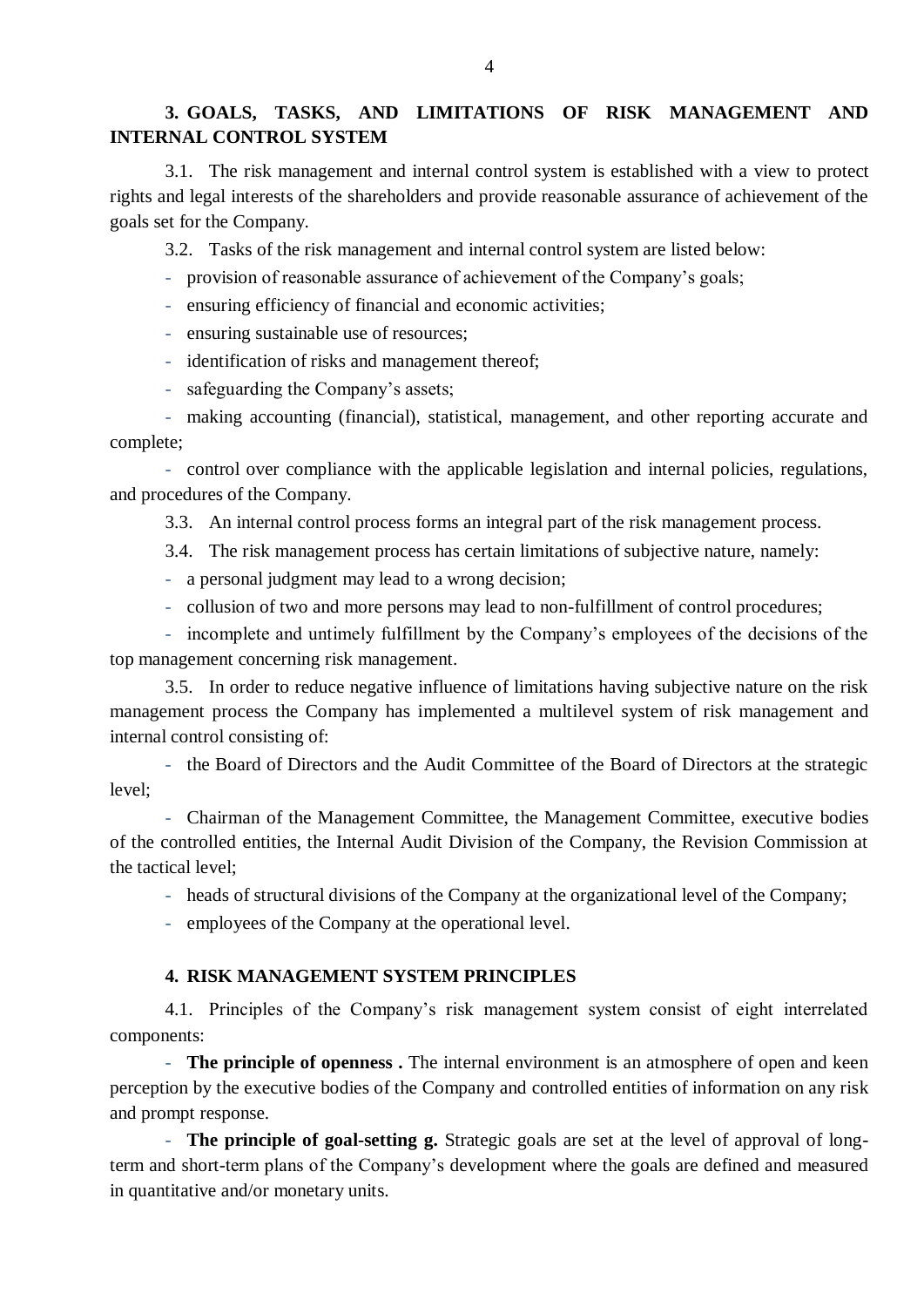## 3. GOALS, TASKS, AND LIMITATIONS OF RISK MANAGEMENT AND INTERNAL CONTROL SYSTEM

3.1. The risk management and internal control system is established with a view to protect rights and legal interests of the shareholders and provide reasonable assurance of achievement of the goals set for the Company.

3.2. Tasks of the risk management and internal control system are listed below:

- provision of reasonable assurance of achievement of the Company's goals;
- ensuring efficiency of financial and economic activities;
- ensuring sustainable use of resources;
- identification of risks and management thereof;
- safeguarding the Company's assets;
- making accounting (financial), statistical, management, and other reporting accurate and complete;
- control over compliance with the applicable legislation and internal policies, regulations, and procedures of the Company.

3.3. An internal control process forms an integral part of the risk management process.

3.4. The risk management process has certain limitations of subjective nature, namely:

- a personal judgment may lead to a wrong decision;
- collusion of two and more persons may lead to non-fulfillment of control procedures;
- incomplete and untimely fulfillment by the Company's employees of the decisions of the top management concerning risk management.

3.5. In order to reduce negative influence of limitations having subjective nature on the risk management process the Company has implemented a multilevel system of risk management and internal control consisting of:

- the Board of Directors and the Audit Committee of the Board of Directors at the strategic level;
- Chairman of the Management Committee, the Management Committee, executive bodies of the controlled entities, the Internal Audit Division of the Company, the Revision Commission at the tactical level;
- heads of structural divisions of the Company at the organizational level of the Company;
- employees of the Company at the operational level.

## 4. RISK MANAGEMENT SYSTEM PRINCIPLES

4.1. Principles of the Company's risk management system consist of eight interrelated components:

- **The principle of openness .** The internal environment is an atmosphere of open and keen perception by the executive bodies of the Company and controlled entities of information on any risk and prompt response.
- **The principle of goal-setting g.** Strategic goals are set at the level of approval of long-term and short-term plans of the Company's development where the goals are defined and measured in quantitative and/or monetary units.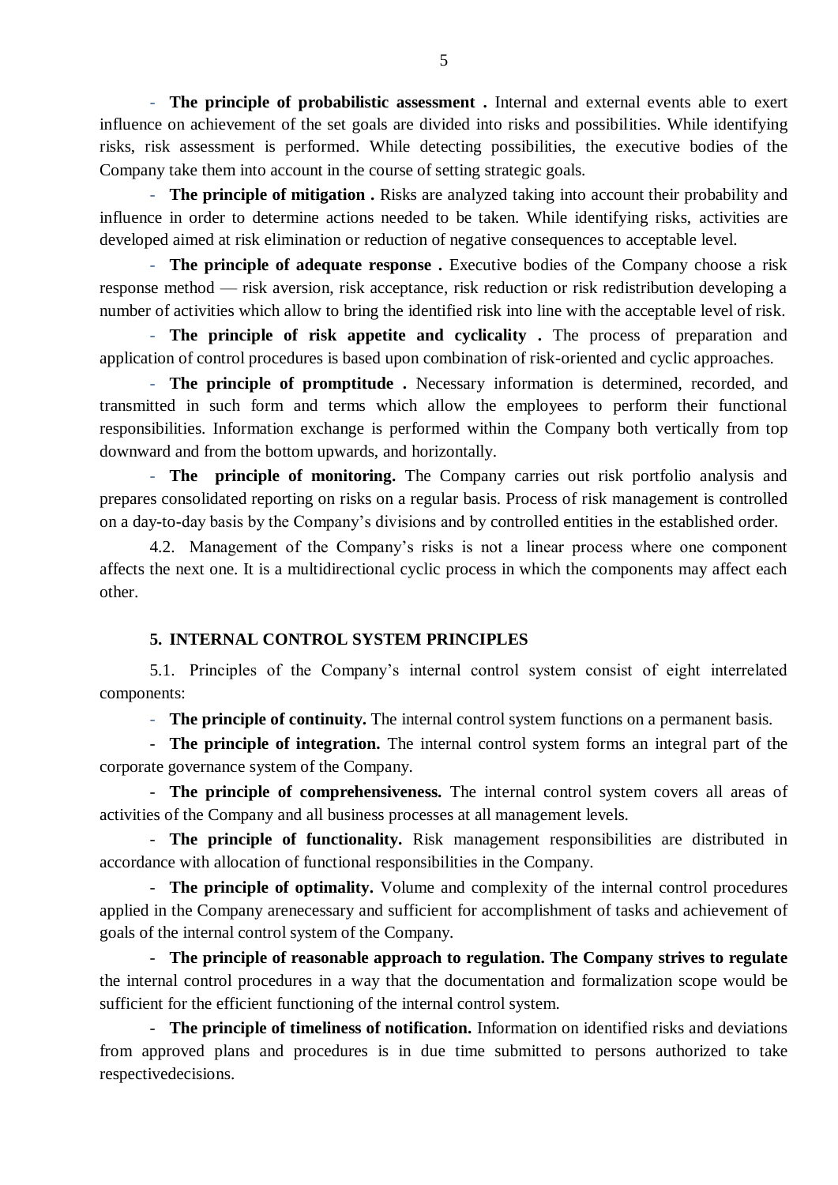- **The principle of probabilistic assessment .** Internal and external events able to exert influence on achievement of the set goals are divided into risks and possibilities. While identifying risks, risk assessment is performed. While detecting possibilities, the executive bodies of the Company take them into account in the course of setting strategic goals.

- **The principle of mitigation .** Risks are analyzed taking into account their probability and influence in order to determine actions needed to be taken. While identifying risks, activities are developed aimed at risk elimination or reduction of negative consequences to acceptable level.

- **The principle of adequate response .** Executive bodies of the Company choose a risk response method — risk aversion, risk acceptance, risk reduction or risk redistribution developing a number of activities which allow to bring the identified risk into line with the acceptable level of risk.

- **The principle of risk appetite and cyclicality .** The process of preparation and application of control procedures is based upon combination of risk-oriented and cyclic approaches.

- **The principle of promptitude .** Necessary information is determined, recorded, and transmitted in such form and terms which allow the employees to perform their functional responsibilities. Information exchange is performed within the Company both vertically from top downward and from the bottom upwards, and horizontally.

- **The principle of monitoring.** The Company carries out risk portfolio analysis and prepares consolidated reporting on risks on a regular basis. Process of risk management is controlled on a day-to-day basis by the Company's divisions and by controlled entities in the established order.

4.2. Management of the Company's risks is not a linear process where one component affects the next one. It is a multidirectional cyclic process in which the components may affect each other.

## 5. INTERNAL CONTROL SYSTEM PRINCIPLES

5.1. Principles of the Company's internal control system consist of eight interrelated components:

- **The principle of continuity.** The internal control system functions on a permanent basis.

- **The principle of integration.** The internal control system forms an integral part of the corporate governance system of the Company.

- **The principle of comprehensiveness.** The internal control system covers all areas of activities of the Company and all business processes at all management levels.

- **The principle of functionality.** Risk management responsibilities are distributed in accordance with allocation of functional responsibilities in the Company.

- **The principle of optimality.** Volume and complexity of the internal control procedures applied in the Company arenecessary and sufficient for accomplishment of tasks and achievement of goals of the internal control system of the Company.

- **The principle of reasonable approach to regulation. The Company strives to regulate** the internal control procedures in a way that the documentation and formalization scope would be sufficient for the efficient functioning of the internal control system.

- **The principle of timeliness of notification.** Information on identified risks and deviations from approved plans and procedures is in due time submitted to persons authorized to take respectivedecisions.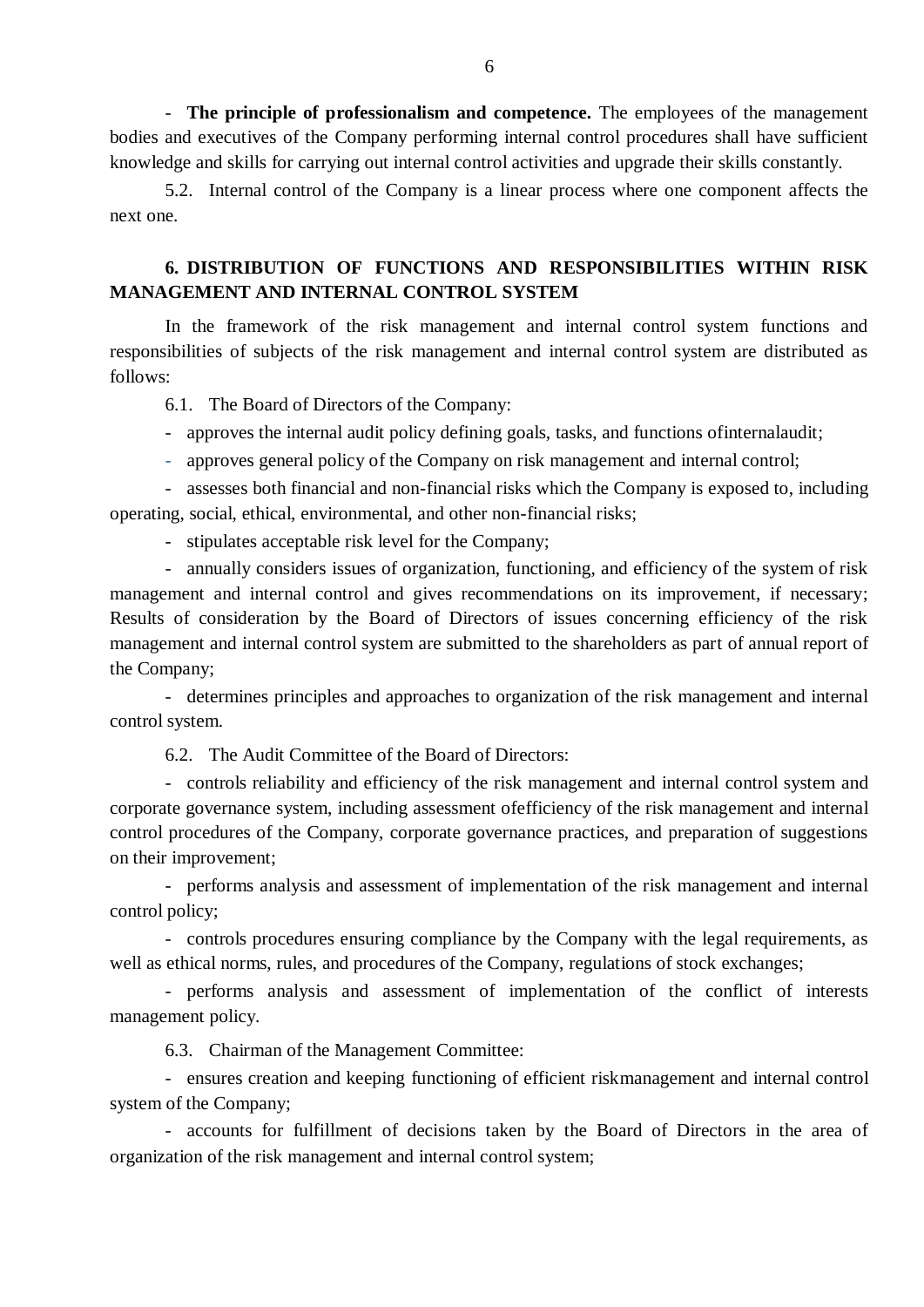- **The principle of professionalism and competence.** The employees of the management bodies and executives of the Company performing internal control procedures shall have sufficient knowledge and skills for carrying out internal control activities and upgrade their skills constantly.

5.2. Internal control of the Company is a linear process where one component affects the next one.

## 6. DISTRIBUTION OF FUNCTIONS AND RESPONSIBILITIES WITHIN RISK MANAGEMENT AND INTERNAL CONTROL SYSTEM

In the framework of the risk management and internal control system functions and responsibilities of subjects of the risk management and internal control system are distributed as follows:

6.1. The Board of Directors of the Company:

- approves the internal audit policy defining goals, tasks, and functions ofinternalaudit;
- approves general policy of the Company on risk management and internal control;
- assesses both financial and non-financial risks which the Company is exposed to, including operating, social, ethical, environmental, and other non-financial risks;
- stipulates acceptable risk level for the Company;
- annually considers issues of organization, functioning, and efficiency of the system of risk management and internal control and gives recommendations on its improvement, if necessary; Results of consideration by the Board of Directors of issues concerning efficiency of the risk management and internal control system are submitted to the shareholders as part of annual report of the Company;
- determines principles and approaches to organization of the risk management and internal control system.

6.2. The Audit Committee of the Board of Directors:

- controls reliability and efficiency of the risk management and internal control system and corporate governance system, including assessment ofefficiency of the risk management and internal control procedures of the Company, corporate governance practices, and preparation of suggestions on their improvement;
- performs analysis and assessment of implementation of the risk management and internal control policy;
- controls procedures ensuring compliance by the Company with the legal requirements, as well as ethical norms, rules, and procedures of the Company, regulations of stock exchanges;
- performs analysis and assessment of implementation of the conflict of interests management policy.

6.3. Chairman of the Management Committee:

- ensures creation and keeping functioning of efficient riskmanagement and internal control system of the Company;
- accounts for fulfillment of decisions taken by the Board of Directors in the area of organization of the risk management and internal control system;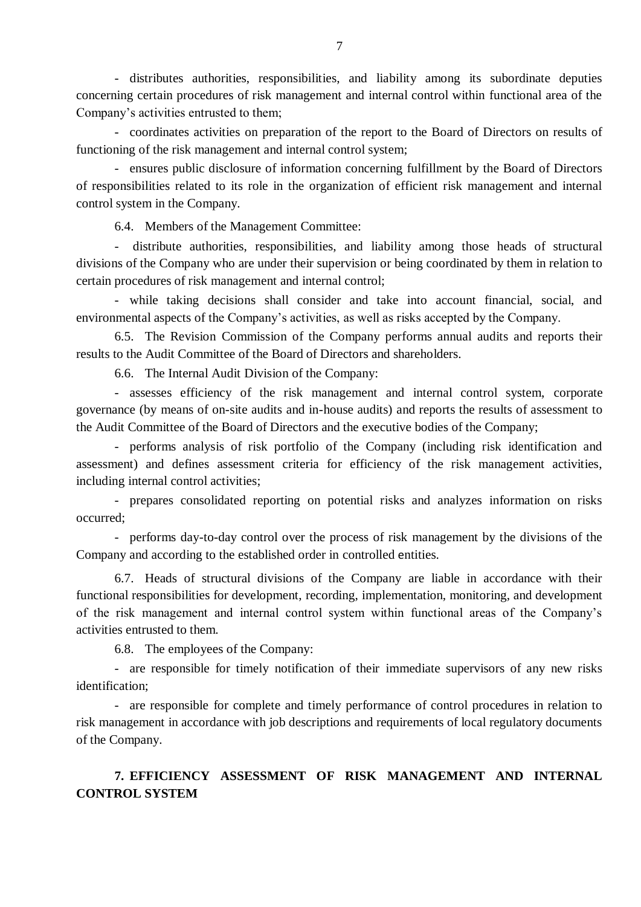- distributes authorities, responsibilities, and liability among its subordinate deputies concerning certain procedures of risk management and internal control within functional area of the Company's activities entrusted to them;

- coordinates activities on preparation of the report to the Board of Directors on results of functioning of the risk management and internal control system;

- ensures public disclosure of information concerning fulfillment by the Board of Directors of responsibilities related to its role in the organization of efficient risk management and internal control system in the Company.

6.4. Members of the Management Committee:

- distribute authorities, responsibilities, and liability among those heads of structural divisions of the Company who are under their supervision or being coordinated by them in relation to certain procedures of risk management and internal control;

- while taking decisions shall consider and take into account financial, social, and environmental aspects of the Company's activities, as well as risks accepted by the Company.

6.5. The Revision Commission of the Company performs annual audits and reports their results to the Audit Committee of the Board of Directors and shareholders.

6.6. The Internal Audit Division of the Company:

- assesses efficiency of the risk management and internal control system, corporate governance (by means of on-site audits and in-house audits) and reports the results of assessment to the Audit Committee of the Board of Directors and the executive bodies of the Company;

- performs analysis of risk portfolio of the Company (including risk identification and assessment) and defines assessment criteria for efficiency of the risk management activities, including internal control activities;

- prepares consolidated reporting on potential risks and analyzes information on risks occurred;

- performs day-to-day control over the process of risk management by the divisions of the Company and according to the established order in controlled entities.

6.7. Heads of structural divisions of the Company are liable in accordance with their functional responsibilities for development, recording, implementation, monitoring, and development of the risk management and internal control system within functional areas of the Company's activities entrusted to them.

6.8. The employees of the Company:

- are responsible for timely notification of their immediate supervisors of any new risks identification;

- are responsible for complete and timely performance of control procedures in relation to risk management in accordance with job descriptions and requirements of local regulatory documents of the Company.

## 7. EFFICIENCY ASSESSMENT OF RISK MANAGEMENT AND INTERNAL CONTROL SYSTEM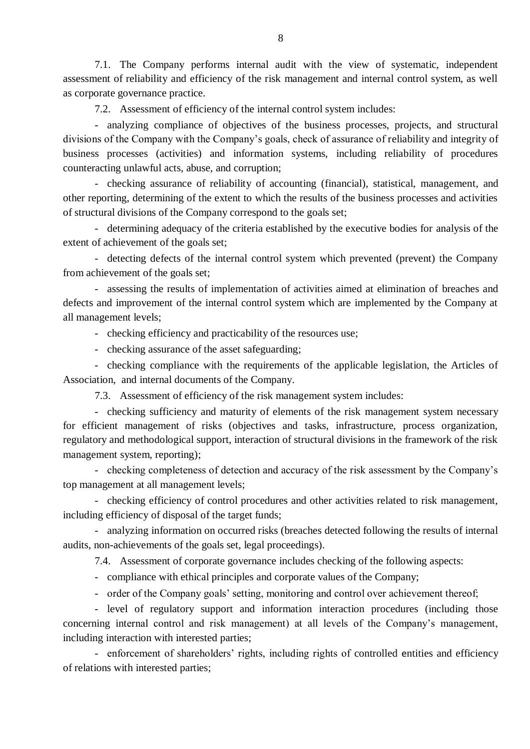7.1. The Company performs internal audit with the view of systematic, independent assessment of reliability and efficiency of the risk management and internal control system, as well as corporate governance practice.

7.2. Assessment of efficiency of the internal control system includes:

- analyzing compliance of objectives of the business processes, projects, and structural divisions of the Company with the Company's goals, check of assurance of reliability and integrity of business processes (activities) and information systems, including reliability of procedures counteracting unlawful acts, abuse, and corruption;
- checking assurance of reliability of accounting (financial), statistical, management, and other reporting, determining of the extent to which the results of the business processes and activities of structural divisions of the Company correspond to the goals set;
- determining adequacy of the criteria established by the executive bodies for analysis of the extent of achievement of the goals set;
- detecting defects of the internal control system which prevented (prevent) the Company from achievement of the goals set;
- assessing the results of implementation of activities aimed at elimination of breaches and defects and improvement of the internal control system which are implemented by the Company at all management levels;
- checking efficiency and practicability of the resources use;
- checking assurance of the asset safeguarding;
- checking compliance with the requirements of the applicable legislation, the Articles of Association, and internal documents of the Company.

7.3. Assessment of efficiency of the risk management system includes:

- checking sufficiency and maturity of elements of the risk management system necessary for efficient management of risks (objectives and tasks, infrastructure, process organization, regulatory and methodological support, interaction of structural divisions in the framework of the risk management system, reporting);
- checking completeness of detection and accuracy of the risk assessment by the Company's top management at all management levels;
- checking efficiency of control procedures and other activities related to risk management, including efficiency of disposal of the target funds;
- analyzing information on occurred risks (breaches detected following the results of internal audits, non-achievements of the goals set, legal proceedings).

7.4. Assessment of corporate governance includes checking of the following aspects:

- compliance with ethical principles and corporate values of the Company;
- order of the Company goals' setting, monitoring and control over achievement thereof;
- level of regulatory support and information interaction procedures (including those concerning internal control and risk management) at all levels of the Company's management, including interaction with interested parties;
- enforcement of shareholders' rights, including rights of controlled entities and efficiency of relations with interested parties;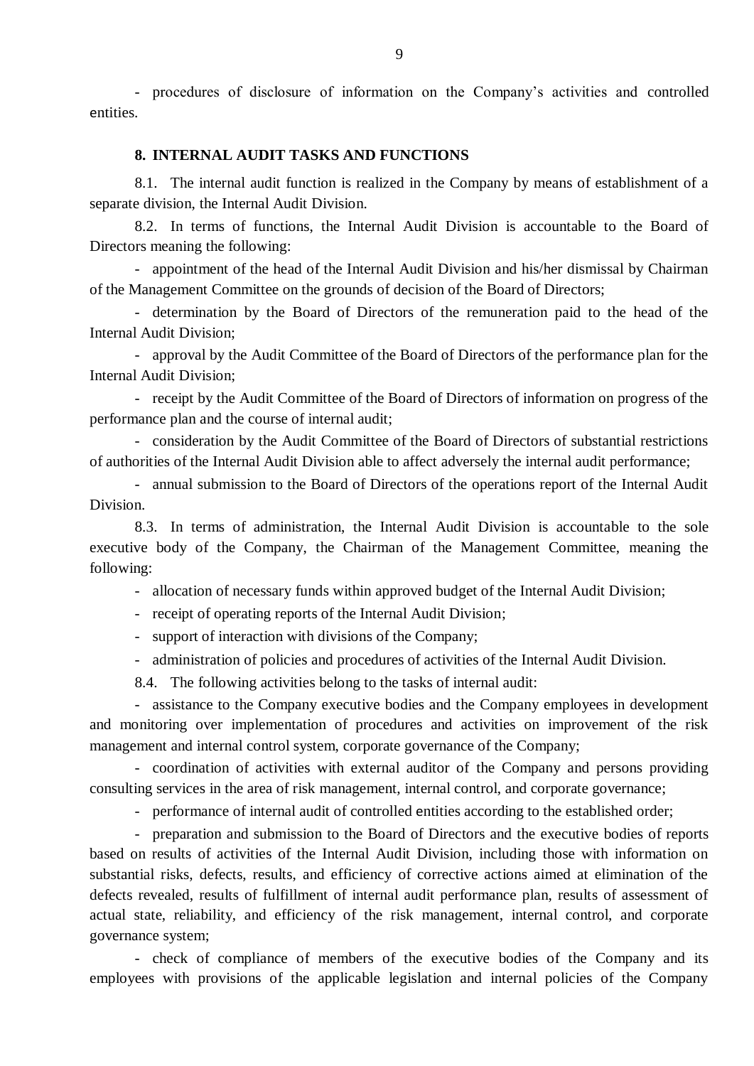- procedures of disclosure of information on the Company's activities and controlled entities.

## 8. INTERNAL AUDIT TASKS AND FUNCTIONS

8.1. The internal audit function is realized in the Company by means of establishment of a separate division, the Internal Audit Division.

8.2. In terms of functions, the Internal Audit Division is accountable to the Board of Directors meaning the following:

- appointment of the head of the Internal Audit Division and his/her dismissal by Chairman of the Management Committee on the grounds of decision of the Board of Directors;
- determination by the Board of Directors of the remuneration paid to the head of the Internal Audit Division;
- approval by the Audit Committee of the Board of Directors of the performance plan for the Internal Audit Division;
- receipt by the Audit Committee of the Board of Directors of information on progress of the performance plan and the course of internal audit;
- consideration by the Audit Committee of the Board of Directors of substantial restrictions of authorities of the Internal Audit Division able to affect adversely the internal audit performance;
- annual submission to the Board of Directors of the operations report of the Internal Audit Division.

8.3. In terms of administration, the Internal Audit Division is accountable to the sole executive body of the Company, the Chairman of the Management Committee, meaning the following:

- allocation of necessary funds within approved budget of the Internal Audit Division;
- receipt of operating reports of the Internal Audit Division;
- support of interaction with divisions of the Company;
- administration of policies and procedures of activities of the Internal Audit Division.

8.4. The following activities belong to the tasks of internal audit:

- assistance to the Company executive bodies and the Company employees in development and monitoring over implementation of procedures and activities on improvement of the risk management and internal control system, corporate governance of the Company;
- coordination of activities with external auditor of the Company and persons providing consulting services in the area of risk management, internal control, and corporate governance;
- performance of internal audit of controlled entities according to the established order;
- preparation and submission to the Board of Directors and the executive bodies of reports based on results of activities of the Internal Audit Division, including those with information on substantial risks, defects, results, and efficiency of corrective actions aimed at elimination of the defects revealed, results of fulfillment of internal audit performance plan, results of assessment of actual state, reliability, and efficiency of the risk management, internal control, and corporate governance system;
- check of compliance of members of the executive bodies of the Company and its employees with provisions of the applicable legislation and internal policies of the Company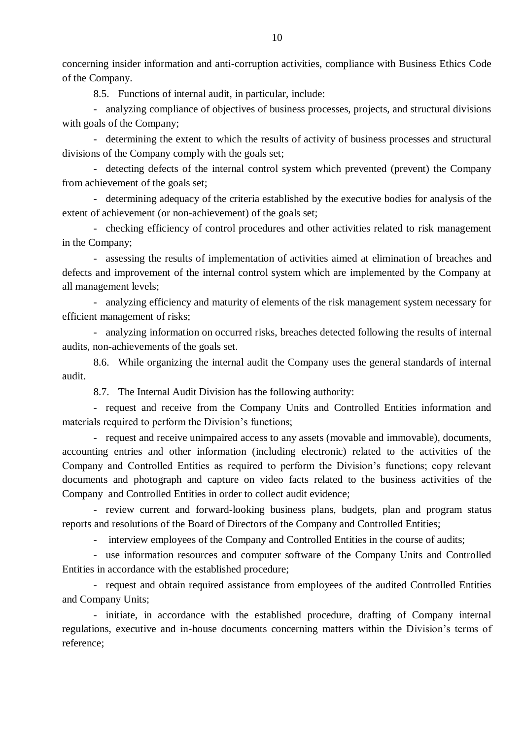concerning insider information and anti-corruption activities, compliance with Business Ethics Code of the Company.

8.5. Functions of internal audit, in particular, include:

- analyzing compliance of objectives of business processes, projects, and structural divisions with goals of the Company;
- determining the extent to which the results of activity of business processes and structural divisions of the Company comply with the goals set;
- detecting defects of the internal control system which prevented (prevent) the Company from achievement of the goals set;
- determining adequacy of the criteria established by the executive bodies for analysis of the extent of achievement (or non-achievement) of the goals set;
- checking efficiency of control procedures and other activities related to risk management in the Company;
- assessing the results of implementation of activities aimed at elimination of breaches and defects and improvement of the internal control system which are implemented by the Company at all management levels;
- analyzing efficiency and maturity of elements of the risk management system necessary for efficient management of risks;
- analyzing information on occurred risks, breaches detected following the results of internal audits, non-achievements of the goals set.

8.6. While organizing the internal audit the Company uses the general standards of internal audit.

8.7. The Internal Audit Division has the following authority:

- request and receive from the Company Units and Controlled Entities information and materials required to perform the Division's functions;
- request and receive unimpaired access to any assets (movable and immovable), documents, accounting entries and other information (including electronic) related to the activities of the Company and Controlled Entities as required to perform the Division's functions; copy relevant documents and photograph and capture on video facts related to the business activities of the Company and Controlled Entities in order to collect audit evidence;
- review current and forward-looking business plans, budgets, plan and program status reports and resolutions of the Board of Directors of the Company and Controlled Entities;
- interview employees of the Company and Controlled Entities in the course of audits;
- use information resources and computer software of the Company Units and Controlled Entities in accordance with the established procedure;
- request and obtain required assistance from employees of the audited Controlled Entities and Company Units;
- initiate, in accordance with the established procedure, drafting of Company internal regulations, executive and in-house documents concerning matters within the Division's terms of reference;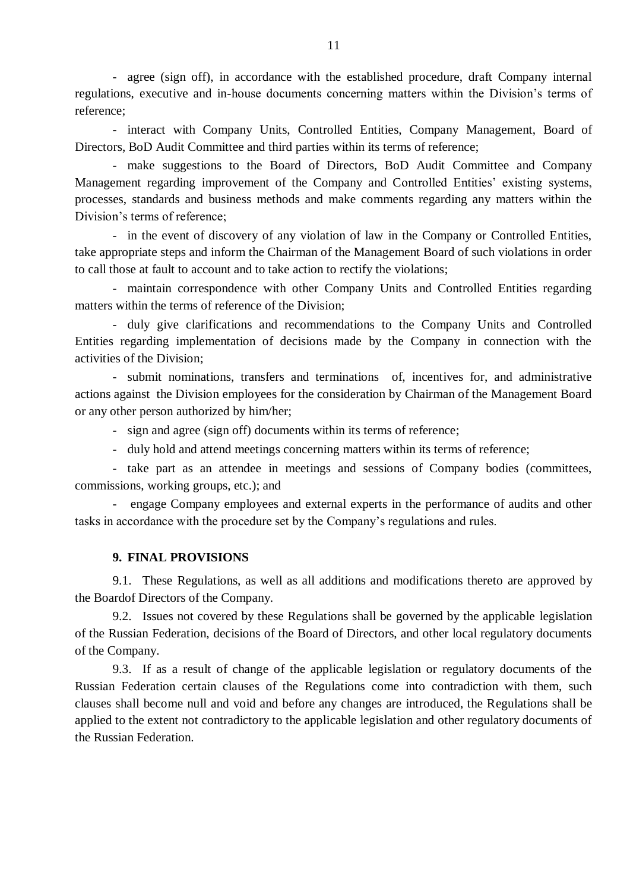- agree (sign off), in accordance with the established procedure, draft Company internal regulations, executive and in-house documents concerning matters within the Division's terms of reference;

- interact with Company Units, Controlled Entities, Company Management, Board of Directors, BoD Audit Committee and third parties within its terms of reference;

- make suggestions to the Board of Directors, BoD Audit Committee and Company Management regarding improvement of the Company and Controlled Entities' existing systems, processes, standards and business methods and make comments regarding any matters within the Division's terms of reference;

- in the event of discovery of any violation of law in the Company or Controlled Entities, take appropriate steps and inform the Chairman of the Management Board of such violations in order to call those at fault to account and to take action to rectify the violations;

- maintain correspondence with other Company Units and Controlled Entities regarding matters within the terms of reference of the Division;

- duly give clarifications and recommendations to the Company Units and Controlled Entities regarding implementation of decisions made by the Company in connection with the activities of the Division;

- submit nominations, transfers and terminations of, incentives for, and administrative actions against the Division employees for the consideration by Chairman of the Management Board or any other person authorized by him/her;

- sign and agree (sign off) documents within its terms of reference;

- duly hold and attend meetings concerning matters within its terms of reference;

- take part as an attendee in meetings and sessions of Company bodies (committees, commissions, working groups, etc.); and

- engage Company employees and external experts in the performance of audits and other tasks in accordance with the procedure set by the Company's regulations and rules.

## 9. FINAL PROVISIONS

9.1. These Regulations, as well as all additions and modifications thereto are approved by the Boardof Directors of the Company.

9.2. Issues not covered by these Regulations shall be governed by the applicable legislation of the Russian Federation, decisions of the Board of Directors, and other local regulatory documents of the Company.

9.3. If as a result of change of the applicable legislation or regulatory documents of the Russian Federation certain clauses of the Regulations come into contradiction with them, such clauses shall become null and void and before any changes are introduced, the Regulations shall be applied to the extent not contradictory to the applicable legislation and other regulatory documents of the Russian Federation.